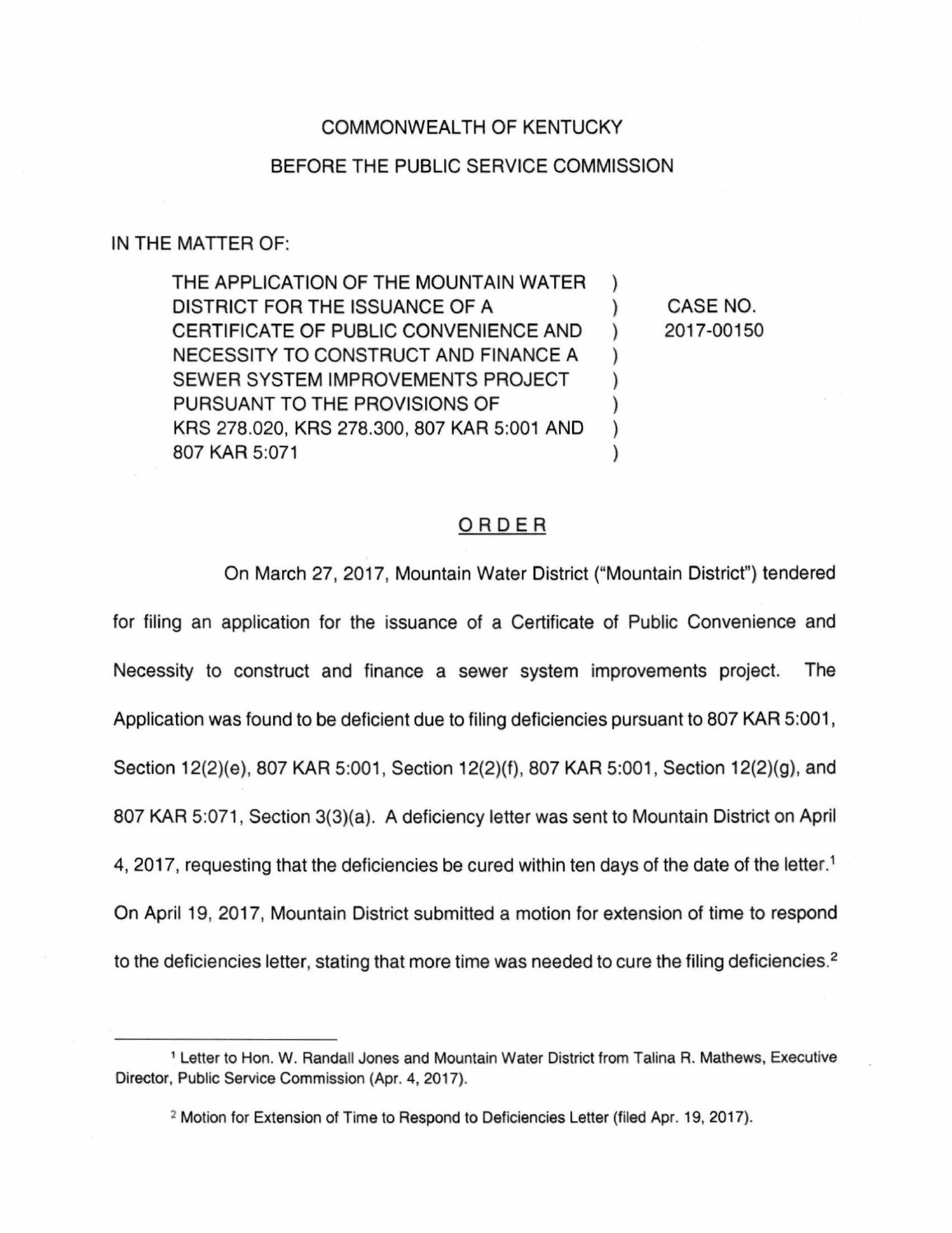COMMONWEALTH OF KENTUCKY

BEFORE THE PUBLIC SERVICE COMMISSION

IN THE MATTER OF:

| | | |
|---|---|---|
| THE APPLICATION OF THE MOUNTAIN WATER DISTRICT FOR THE ISSUANCE OF A CERTIFICATE OF PUBLIC CONVENIENCE AND NECESSITY TO CONSTRUCT AND FINANCE A SEWER SYSTEM IMPROVEMENTS PROJECT PURSUANT TO THE PROVISIONS OF KRS 278.020, KRS 278.300, 807 KAR 5:001 AND 807 KAR 5:071 | ) | CASE NO. 2017-00150 |

## ORDER

On March 27, 2017, Mountain Water District ("Mountain District") tendered for filing an application for the issuance of a Certificate of Public Convenience and Necessity to construct and finance a sewer system improvements project. The Application was found to be deficient due to filing deficiencies pursuant to 807 KAR 5:001, Section 12(2)(e), 807 KAR 5:001, Section 12(2)(f), 807 KAR 5:001, Section 12(2)(g), and 807 KAR 5:071, Section 3(3)(a). A deficiency letter was sent to Mountain District on April 4, 2017, requesting that the deficiencies be cured within ten days of the date of the letter.[1] On April 19, 2017, Mountain District submitted a motion for extension of time to respond to the deficiencies letter, stating that more time was needed to cure the filing deficiencies.[2]

---

[1] Letter to Hon. W. Randall Jones and Mountain Water District from Talina R. Mathews, Executive Director, Public Service Commission (Apr. 4, 2017).

[2] Motion for Extension of Time to Respond to Deficiencies Letter (filed Apr. 19, 2017).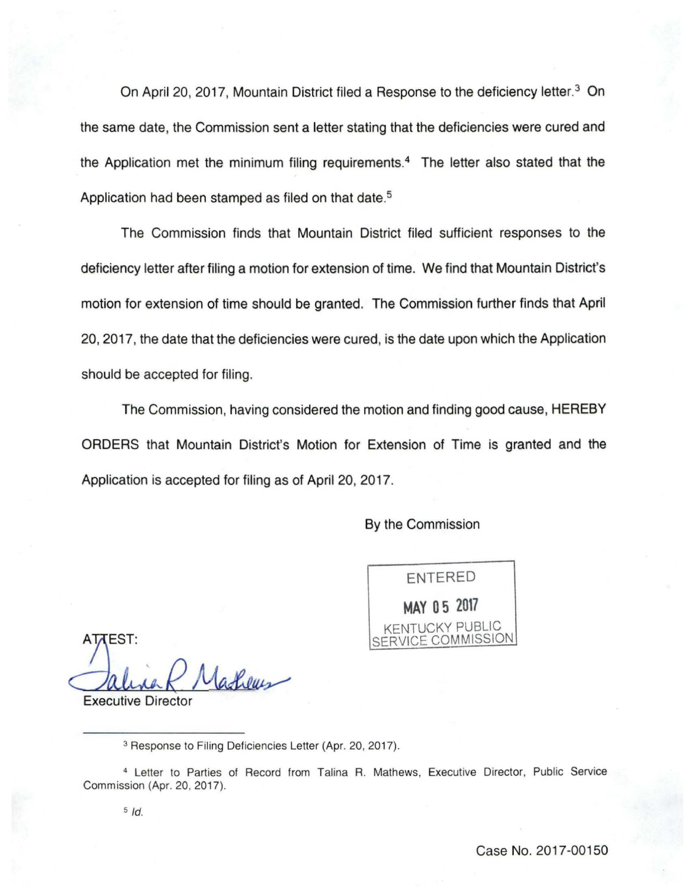On April 20, 2017, Mountain District filed a Response to the deficiency letter.[3] On the same date, the Commission sent a letter stating that the deficiencies were cured and the Application met the minimum filing requirements.[4] The letter also stated that the Application had been stamped as filed on that date.[5]

The Commission finds that Mountain District filed sufficient responses to the deficiency letter after filing a motion for extension of time. We find that Mountain District's motion for extension of time should be granted. The Commission further finds that April 20, 2017, the date that the deficiencies were cured, is the date upon which the Application should be accepted for filing.

The Commission, having considered the motion and finding good cause, HEREBY ORDERS that Mountain District's Motion for Extension of Time is granted and the Application is accepted for filing as of April 20, 2017.

By the Commission

ENTERED
MAY 05 2017
KENTUCKY PUBLIC SERVICE COMMISSION

ATTEST:

Executive Director

---

[3] Response to Filing Deficiencies Letter (Apr. 20, 2017).

[4] Letter to Parties of Record from Talina R. Mathews, Executive Director, Public Service Commission (Apr. 20, 2017).

[5] *Id.*

Case No. 2017-00150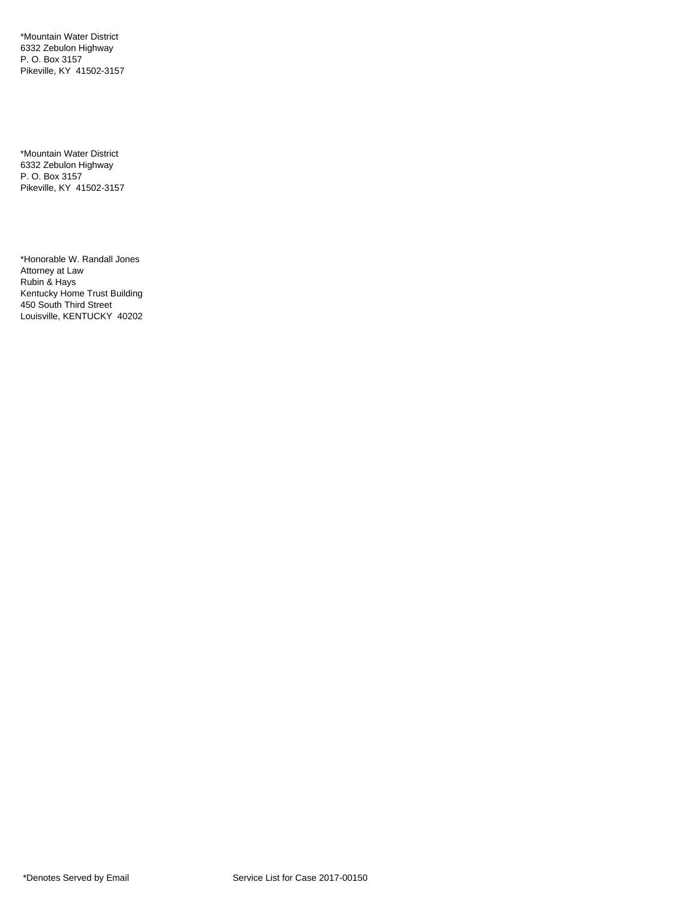*Mountain Water District
6332 Zebulon Highway
P. O. Box 3157
Pikeville, KY 41502-3157

*Mountain Water District
6332 Zebulon Highway
P. O. Box 3157
Pikeville, KY 41502-3157

*Honorable W. Randall Jones
Attorney at Law
Rubin & Hays
Kentucky Home Trust Building
450 South Third Street
Louisville, KENTUCKY 40202